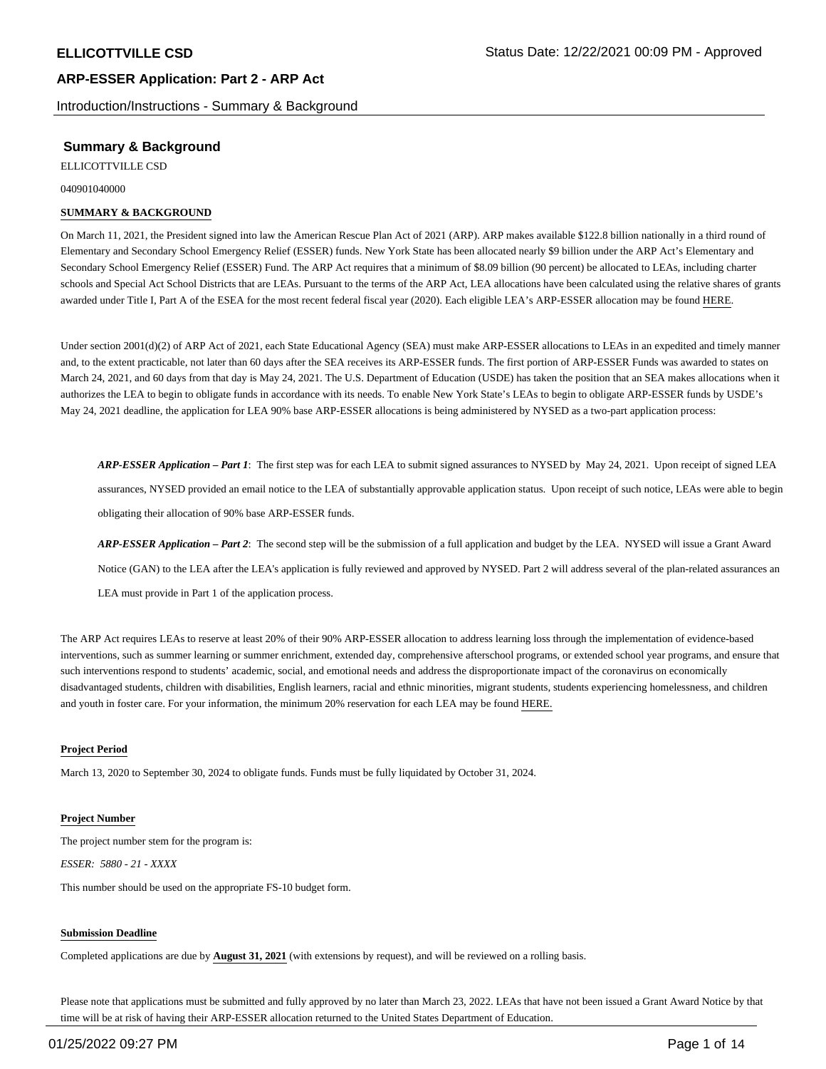## Summary & Background

ELLICOTTVILLE CSD

040901040000

**SUMMARY & BACKGROUND**

On March 11, 2021, the President signed into law the American Rescue Plan Act of 2021 (ARP). ARP makes available $122.8 billion nationally in a third round of Elementary and Secondary School Emergency Relief (ESSER) funds. New York State has been allocated nearly $9 billion under the ARP Act's Elementary and Secondary School Emergency Relief (ESSER) Fund. The ARP Act requires that a minimum of $8.09 billion (90 percent) be allocated to LEAs, including charter schools and Special Act School Districts that are LEAs. Pursuant to the terms of the ARP Act, LEA allocations have been calculated using the relative shares of grants awarded under Title I, Part A of the ESEA for the most recent federal fiscal year (2020). Each eligible LEA's ARP-ESSER allocation may be found HERE.

Under section 2001(d)(2) of ARP Act of 2021, each State Educational Agency (SEA) must make ARP-ESSER allocations to LEAs in an expedited and timely manner and, to the extent practicable, not later than 60 days after the SEA receives its ARP-ESSER funds. The first portion of ARP-ESSER Funds was awarded to states on March 24, 2021, and 60 days from that day is May 24, 2021. The U.S. Department of Education (USDE) has taken the position that an SEA makes allocations when it authorizes the LEA to begin to obligate funds in accordance with its needs. To enable New York State's LEAs to begin to obligate ARP-ESSER funds by USDE's May 24, 2021 deadline, the application for LEA 90% base ARP-ESSER allocations is being administered by NYSED as a two-part application process:

> ***ARP-ESSER Application – Part 1***: The first step was for each LEA to submit signed assurances to NYSED by May 24, 2021. Upon receipt of signed LEA assurances, NYSED provided an email notice to the LEA of substantially approvable application status. Upon receipt of such notice, LEAs were able to begin obligating their allocation of 90% base ARP-ESSER funds.
>
> ***ARP-ESSER Application – Part 2***: The second step will be the submission of a full application and budget by the LEA. NYSED will issue a Grant Award Notice (GAN) to the LEA after the LEA's application is fully reviewed and approved by NYSED. Part 2 will address several of the plan-related assurances an LEA must provide in Part 1 of the application process.

The ARP Act requires LEAs to reserve at least 20% of their 90% ARP-ESSER allocation to address learning loss through the implementation of evidence-based interventions, such as summer learning or summer enrichment, extended day, comprehensive afterschool programs, or extended school year programs, and ensure that such interventions respond to students' academic, social, and emotional needs and address the disproportionate impact of the coronavirus on economically disadvantaged students, children with disabilities, English learners, racial and ethnic minorities, migrant students, students experiencing homelessness, and children and youth in foster care. For your information, the minimum 20% reservation for each LEA may be found HERE.

**Project Period**

March 13, 2020 to September 30, 2024 to obligate funds. Funds must be fully liquidated by October 31, 2024.

**Project Number**

The project number stem for the program is:

*ESSER: 5880 - 21 - XXXX*

This number should be used on the appropriate FS-10 budget form.

**Submission Deadline**

Completed applications are due by **August 31, 2021** (with extensions by request), and will be reviewed on a rolling basis.

Please note that applications must be submitted and fully approved by no later than March 23, 2022. LEAs that have not been issued a Grant Award Notice by that time will be at risk of having their ARP-ESSER allocation returned to the United States Department of Education.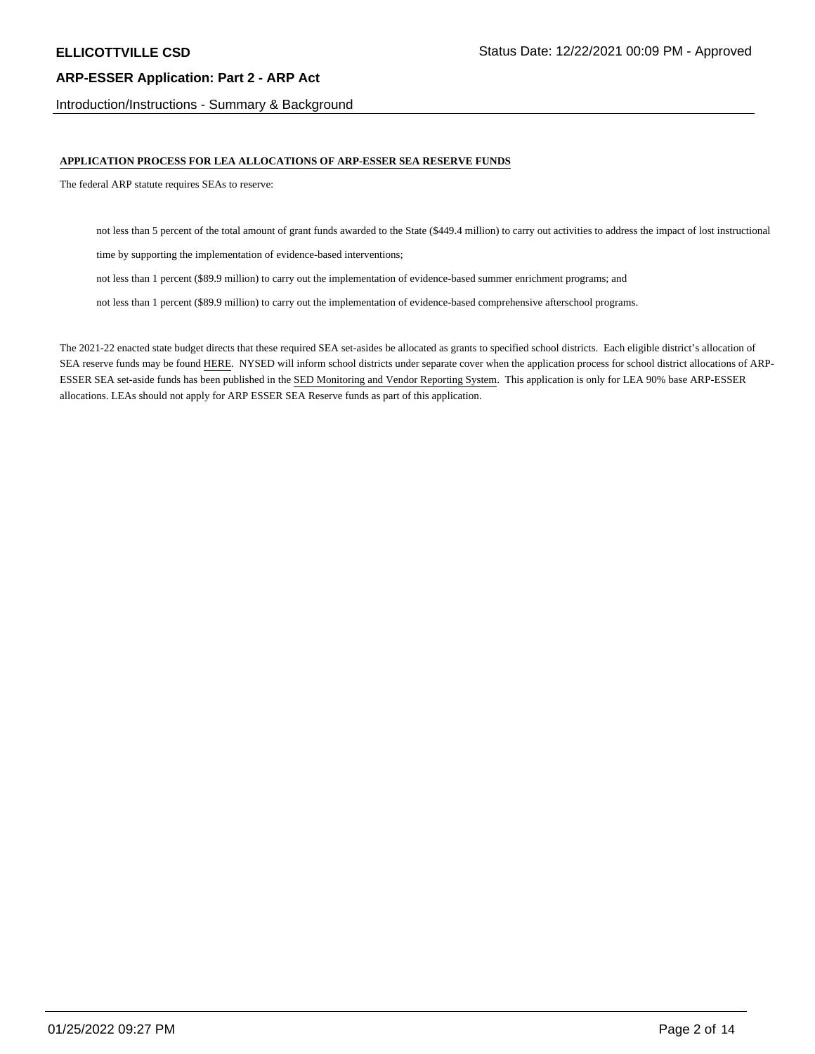## APPLICATION PROCESS FOR LEA ALLOCATIONS OF ARP-ESSER SEA RESERVE FUNDS

The federal ARP statute requires SEAs to reserve:

- not less than 5 percent of the total amount of grant funds awarded to the State ($449.4 million) to carry out activities to address the impact of lost instructional time by supporting the implementation of evidence-based interventions;
- not less than 1 percent ($89.9 million) to carry out the implementation of evidence-based summer enrichment programs; and
- not less than 1 percent ($89.9 million) to carry out the implementation of evidence-based comprehensive afterschool programs.

The 2021-22 enacted state budget directs that these required SEA set-asides be allocated as grants to specified school districts. Each eligible district's allocation of SEA reserve funds may be found HERE. NYSED will inform school districts under separate cover when the application process for school district allocations of ARP-ESSER SEA set-aside funds has been published in the SED Monitoring and Vendor Reporting System. This application is only for LEA 90% base ARP-ESSER allocations. LEAs should not apply for ARP ESSER SEA Reserve funds as part of this application.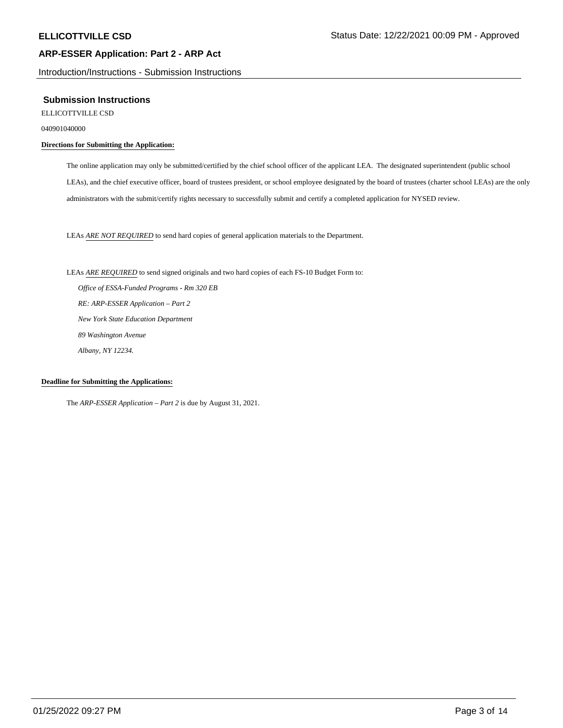## Submission Instructions

ELLICOTTVILLE CSD

040901040000

**Directions for Submitting the Application:**

The online application may only be submitted/certified by the chief school officer of the applicant LEA. The designated superintendent (public school LEAs), and the chief executive officer, board of trustees president, or school employee designated by the board of trustees (charter school LEAs) are the only administrators with the submit/certify rights necessary to successfully submit and certify a completed application for NYSED review.

LEAs *ARE NOT REQUIRED* to send hard copies of general application materials to the Department.

LEAs *ARE REQUIRED* to send signed originals and two hard copies of each FS-10 Budget Form to:

*Office of ESSA-Funded Programs - Rm 320 EB*
*RE: ARP-ESSER Application – Part 2*
*New York State Education Department*
*89 Washington Avenue*
*Albany, NY 12234.*

**Deadline for Submitting the Applications:**

The *ARP-ESSER Application – Part 2* is due by August 31, 2021.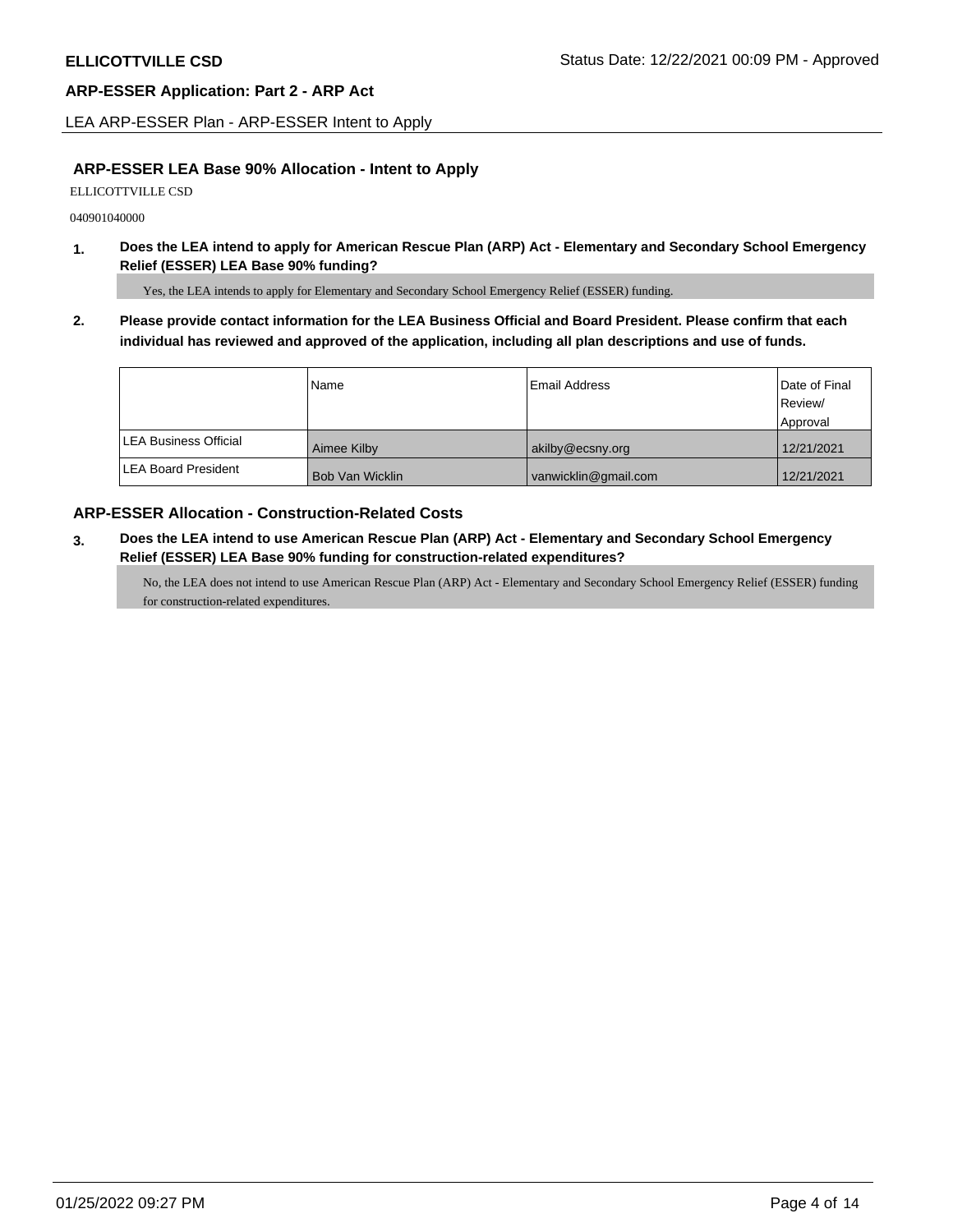## ARP-ESSER LEA Base 90% Allocation - Intent to Apply

ELLICOTTVILLE CSD

040901040000

**1. Does the LEA intend to apply for American Rescue Plan (ARP) Act - Elementary and Secondary School Emergency Relief (ESSER) LEA Base 90% funding?**

Yes, the LEA intends to apply for Elementary and Secondary School Emergency Relief (ESSER) funding.

**2. Please provide contact information for the LEA Business Official and Board President. Please confirm that each individual has reviewed and approved of the application, including all plan descriptions and use of funds.**

| | Name | Email Address | Date of Final Review/ Approval |
|---|---|---|---|
| LEA Business Official | Aimee Kilby | akilby@ecsny.org | 12/21/2021 |
| LEA Board President | Bob Van Wicklin | vanwicklin@gmail.com | 12/21/2021 |

## ARP-ESSER Allocation - Construction-Related Costs

**3. Does the LEA intend to use American Rescue Plan (ARP) Act - Elementary and Secondary School Emergency Relief (ESSER) LEA Base 90% funding for construction-related expenditures?**

No, the LEA does not intend to use American Rescue Plan (ARP) Act - Elementary and Secondary School Emergency Relief (ESSER) funding for construction-related expenditures.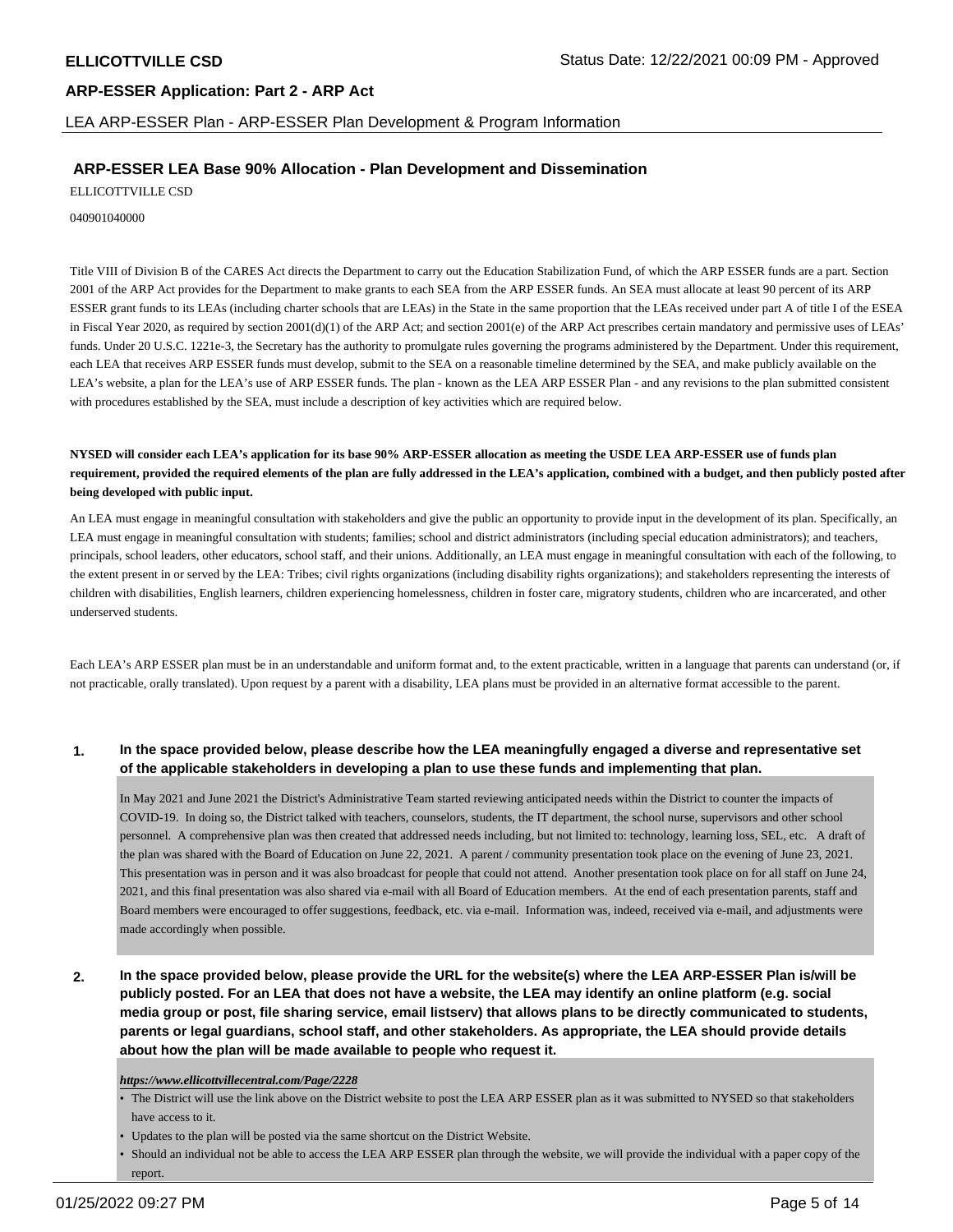## ARP-ESSER LEA Base 90% Allocation - Plan Development and Dissemination

ELLICOTTVILLE CSD

040901040000

Title VIII of Division B of the CARES Act directs the Department to carry out the Education Stabilization Fund, of which the ARP ESSER funds are a part. Section 2001 of the ARP Act provides for the Department to make grants to each SEA from the ARP ESSER funds. An SEA must allocate at least 90 percent of its ARP ESSER grant funds to its LEAs (including charter schools that are LEAs) in the State in the same proportion that the LEAs received under part A of title I of the ESEA in Fiscal Year 2020, as required by section 2001(d)(1) of the ARP Act; and section 2001(e) of the ARP Act prescribes certain mandatory and permissive uses of LEAs' funds. Under 20 U.S.C. 1221e-3, the Secretary has the authority to promulgate rules governing the programs administered by the Department. Under this requirement, each LEA that receives ARP ESSER funds must develop, submit to the SEA on a reasonable timeline determined by the SEA, and make publicly available on the LEA's website, a plan for the LEA's use of ARP ESSER funds. The plan - known as the LEA ARP ESSER Plan - and any revisions to the plan submitted consistent with procedures established by the SEA, must include a description of key activities which are required below.

**NYSED will consider each LEA's application for its base 90% ARP-ESSER allocation as meeting the USDE LEA ARP-ESSER use of funds plan requirement, provided the required elements of the plan are fully addressed in the LEA's application, combined with a budget, and then publicly posted after being developed with public input.**

An LEA must engage in meaningful consultation with stakeholders and give the public an opportunity to provide input in the development of its plan. Specifically, an LEA must engage in meaningful consultation with students; families; school and district administrators (including special education administrators); and teachers, principals, school leaders, other educators, school staff, and their unions. Additionally, an LEA must engage in meaningful consultation with each of the following, to the extent present in or served by the LEA: Tribes; civil rights organizations (including disability rights organizations); and stakeholders representing the interests of children with disabilities, English learners, children experiencing homelessness, children in foster care, migratory students, children who are incarcerated, and other underserved students.

Each LEA's ARP ESSER plan must be in an understandable and uniform format and, to the extent practicable, written in a language that parents can understand (or, if not practicable, orally translated). Upon request by a parent with a disability, LEA plans must be provided in an alternative format accessible to the parent.

**1. In the space provided below, please describe how the LEA meaningfully engaged a diverse and representative set of the applicable stakeholders in developing a plan to use these funds and implementing that plan.**

In May 2021 and June 2021 the District's Administrative Team started reviewing anticipated needs within the District to counter the impacts of COVID-19. In doing so, the District talked with teachers, counselors, students, the IT department, the school nurse, supervisors and other school personnel. A comprehensive plan was then created that addressed needs including, but not limited to: technology, learning loss, SEL, etc. A draft of the plan was shared with the Board of Education on June 22, 2021. A parent / community presentation took place on the evening of June 23, 2021. This presentation was in person and it was also broadcast for people that could not attend. Another presentation took place on for all staff on June 24, 2021, and this final presentation was also shared via e-mail with all Board of Education members. At the end of each presentation parents, staff and Board members were encouraged to offer suggestions, feedback, etc. via e-mail. Information was, indeed, received via e-mail, and adjustments were made accordingly when possible.

**2. In the space provided below, please provide the URL for the website(s) where the LEA ARP-ESSER Plan is/will be publicly posted. For an LEA that does not have a website, the LEA may identify an online platform (e.g. social media group or post, file sharing service, email listserv) that allows plans to be directly communicated to students, parents or legal guardians, school staff, and other stakeholders. As appropriate, the LEA should provide details about how the plan will be made available to people who request it.**

***https://www.ellicottvillecentral.com/Page/2228***

- The District will use the link above on the District website to post the LEA ARP ESSER plan as it was submitted to NYSED so that stakeholders have access to it.
- Updates to the plan will be posted via the same shortcut on the District Website.
- Should an individual not be able to access the LEA ARP ESSER plan through the website, we will provide the individual with a paper copy of the report.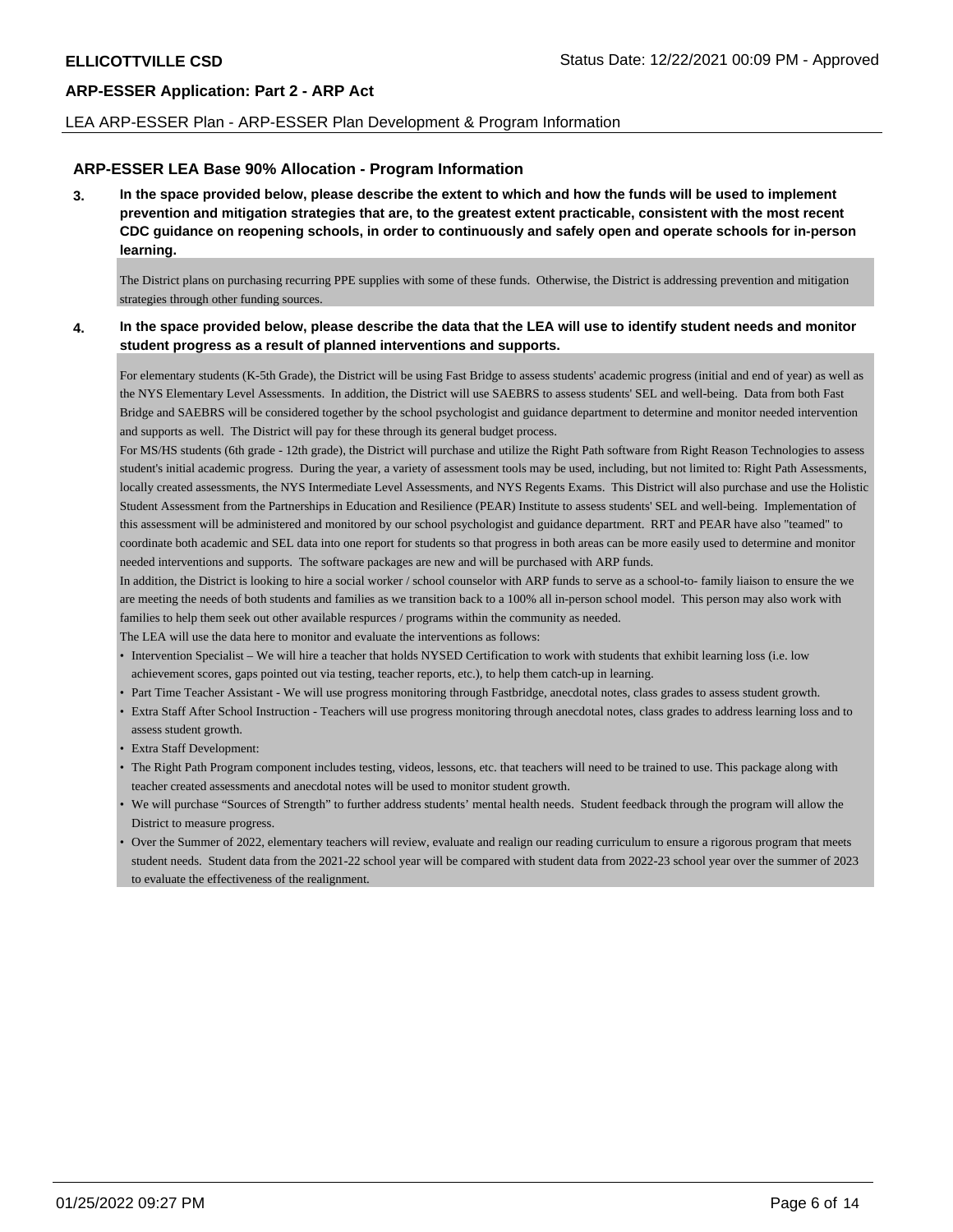## ARP-ESSER LEA Base 90% Allocation - Program Information

**3. In the space provided below, please describe the extent to which and how the funds will be used to implement prevention and mitigation strategies that are, to the greatest extent practicable, consistent with the most recent CDC guidance on reopening schools, in order to continuously and safely open and operate schools for in-person learning.**

The District plans on purchasing recurring PPE supplies with some of these funds. Otherwise, the District is addressing prevention and mitigation strategies through other funding sources.

**4. In the space provided below, please describe the data that the LEA will use to identify student needs and monitor student progress as a result of planned interventions and supports.**

For elementary students (K-5th Grade), the District will be using Fast Bridge to assess students' academic progress (initial and end of year) as well as the NYS Elementary Level Assessments. In addition, the District will use SAEBRS to assess students' SEL and well-being. Data from both Fast Bridge and SAEBRS will be considered together by the school psychologist and guidance department to determine and monitor needed intervention and supports as well. The District will pay for these through its general budget process.

For MS/HS students (6th grade - 12th grade), the District will purchase and utilize the Right Path software from Right Reason Technologies to assess student's initial academic progress. During the year, a variety of assessment tools may be used, including, but not limited to: Right Path Assessments, locally created assessments, the NYS Intermediate Level Assessments, and NYS Regents Exams. This District will also purchase and use the Holistic Student Assessment from the Partnerships in Education and Resilience (PEAR) Institute to assess students' SEL and well-being. Implementation of this assessment will be administered and monitored by our school psychologist and guidance department. RRT and PEAR have also "teamed" to coordinate both academic and SEL data into one report for students so that progress in both areas can be more easily used to determine and monitor needed interventions and supports. The software packages are new and will be purchased with ARP funds.

In addition, the District is looking to hire a social worker / school counselor with ARP funds to serve as a school-to- family liaison to ensure the we are meeting the needs of both students and families as we transition back to a 100% all in-person school model. This person may also work with families to help them seek out other available respurces / programs within the community as needed.

The LEA will use the data here to monitor and evaluate the interventions as follows:

- Intervention Specialist – We will hire a teacher that holds NYSED Certification to work with students that exhibit learning loss (i.e. low achievement scores, gaps pointed out via testing, teacher reports, etc.), to help them catch-up in learning.
- Part Time Teacher Assistant - We will use progress monitoring through Fastbridge, anecdotal notes, class grades to assess student growth.
- Extra Staff After School Instruction - Teachers will use progress monitoring through anecdotal notes, class grades to address learning loss and to assess student growth.
- Extra Staff Development:
- The Right Path Program component includes testing, videos, lessons, etc. that teachers will need to be trained to use. This package along with teacher created assessments and anecdotal notes will be used to monitor student growth.
- We will purchase "Sources of Strength" to further address students' mental health needs. Student feedback through the program will allow the District to measure progress.
- Over the Summer of 2022, elementary teachers will review, evaluate and realign our reading curriculum to ensure a rigorous program that meets student needs. Student data from the 2021-22 school year will be compared with student data from 2022-23 school year over the summer of 2023 to evaluate the effectiveness of the realignment.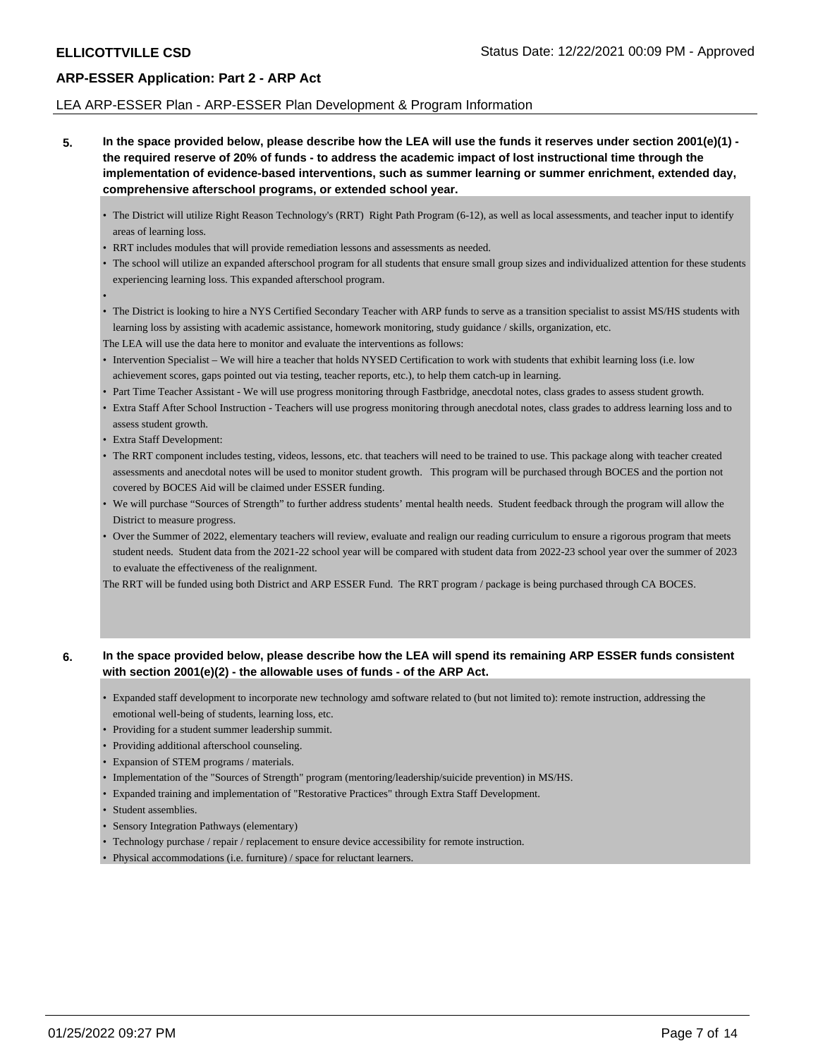## LEA ARP-ESSER Plan - ARP-ESSER Plan Development & Program Information

**5. In the space provided below, please describe how the LEA will use the funds it reserves under section 2001(e)(1) - the required reserve of 20% of funds - to address the academic impact of lost instructional time through the implementation of evidence-based interventions, such as summer learning or summer enrichment, extended day, comprehensive afterschool programs, or extended school year.**

- The District will utilize Right Reason Technology's (RRT) Right Path Program (6-12), as well as local assessments, and teacher input to identify areas of learning loss.
- RRT includes modules that will provide remediation lessons and assessments as needed.
- The school will utilize an expanded afterschool program for all students that ensure small group sizes and individualized attention for these students experiencing learning loss. This expanded afterschool program.
-
- The District is looking to hire a NYS Certified Secondary Teacher with ARP funds to serve as a transition specialist to assist MS/HS students with learning loss by assisting with academic assistance, homework monitoring, study guidance / skills, organization, etc.

The LEA will use the data here to monitor and evaluate the interventions as follows:

- Intervention Specialist – We will hire a teacher that holds NYSED Certification to work with students that exhibit learning loss (i.e. low achievement scores, gaps pointed out via testing, teacher reports, etc.), to help them catch-up in learning.
- Part Time Teacher Assistant - We will use progress monitoring through Fastbridge, anecdotal notes, class grades to assess student growth.
- Extra Staff After School Instruction - Teachers will use progress monitoring through anecdotal notes, class grades to address learning loss and to assess student growth.
- Extra Staff Development:
- The RRT component includes testing, videos, lessons, etc. that teachers will need to be trained to use. This package along with teacher created assessments and anecdotal notes will be used to monitor student growth. This program will be purchased through BOCES and the portion not covered by BOCES Aid will be claimed under ESSER funding.
- We will purchase "Sources of Strength" to further address students' mental health needs. Student feedback through the program will allow the District to measure progress.
- Over the Summer of 2022, elementary teachers will review, evaluate and realign our reading curriculum to ensure a rigorous program that meets student needs. Student data from the 2021-22 school year will be compared with student data from 2022-23 school year over the summer of 2023 to evaluate the effectiveness of the realignment.

The RRT will be funded using both District and ARP ESSER Fund. The RRT program / package is being purchased through CA BOCES.

**6. In the space provided below, please describe how the LEA will spend its remaining ARP ESSER funds consistent with section 2001(e)(2) - the allowable uses of funds - of the ARP Act.**

- Expanded staff development to incorporate new technology amd software related to (but not limited to): remote instruction, addressing the emotional well-being of students, learning loss, etc.
- Providing for a student summer leadership summit.
- Providing additional afterschool counseling.
- Expansion of STEM programs / materials.
- Implementation of the "Sources of Strength" program (mentoring/leadership/suicide prevention) in MS/HS.
- Expanded training and implementation of "Restorative Practices" through Extra Staff Development.
- Student assemblies.
- Sensory Integration Pathways (elementary)
- Technology purchase / repair / replacement to ensure device accessibility for remote instruction.
- Physical accommodations (i.e. furniture) / space for reluctant learners.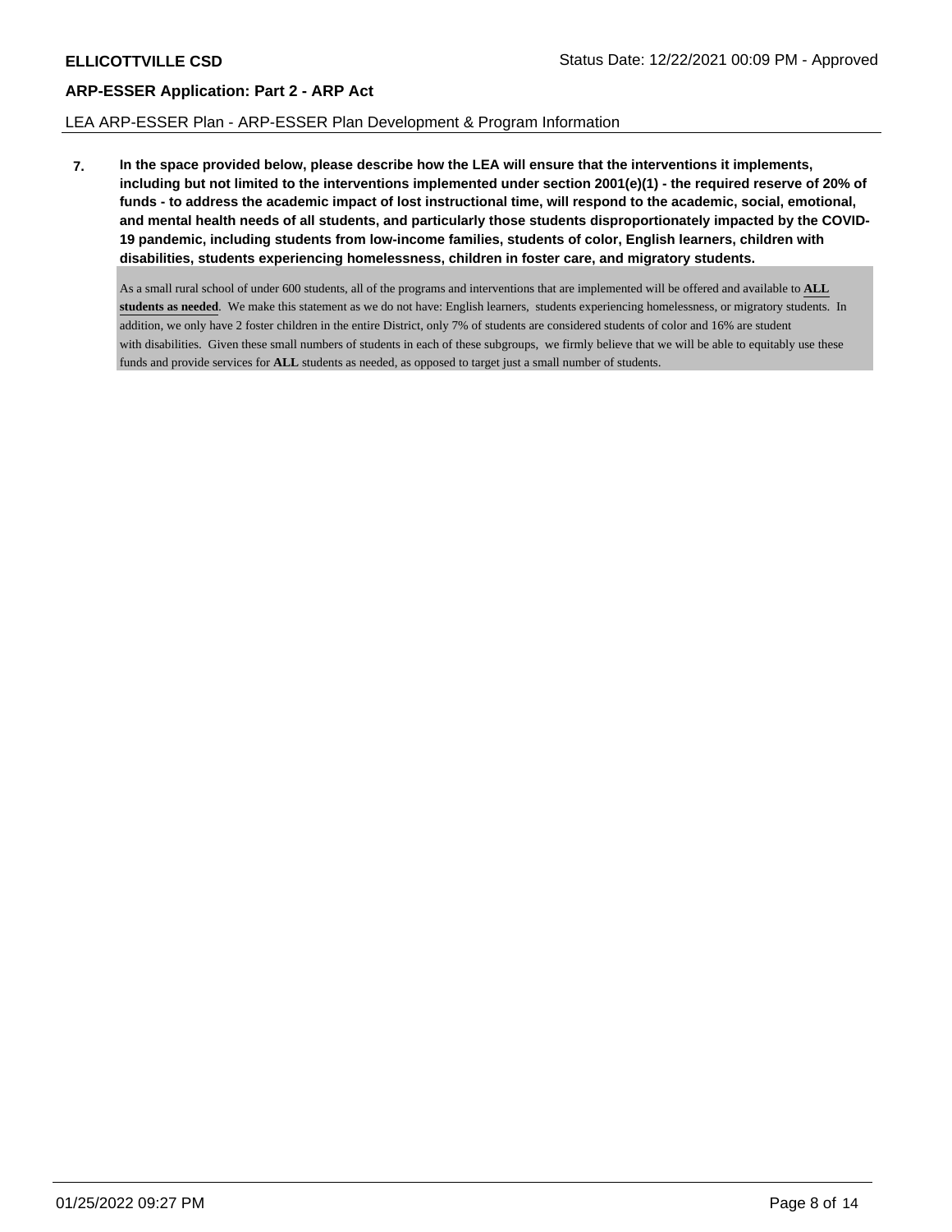**7. In the space provided below, please describe how the LEA will ensure that the interventions it implements, including but not limited to the interventions implemented under section 2001(e)(1) - the required reserve of 20% of funds - to address the academic impact of lost instructional time, will respond to the academic, social, emotional, and mental health needs of all students, and particularly those students disproportionately impacted by the COVID-19 pandemic, including students from low-income families, students of color, English learners, children with disabilities, students experiencing homelessness, children in foster care, and migratory students.**

As a small rural school of under 600 students, all of the programs and interventions that are implemented will be offered and available to **ALL students as needed**. We make this statement as we do not have: English learners, students experiencing homelessness, or migratory students. In addition, we only have 2 foster children in the entire District, only 7% of students are considered students of color and 16% are student with disabilities. Given these small numbers of students in each of these subgroups, we firmly believe that we will be able to equitably use these funds and provide services for **ALL** students as needed, as opposed to target just a small number of students.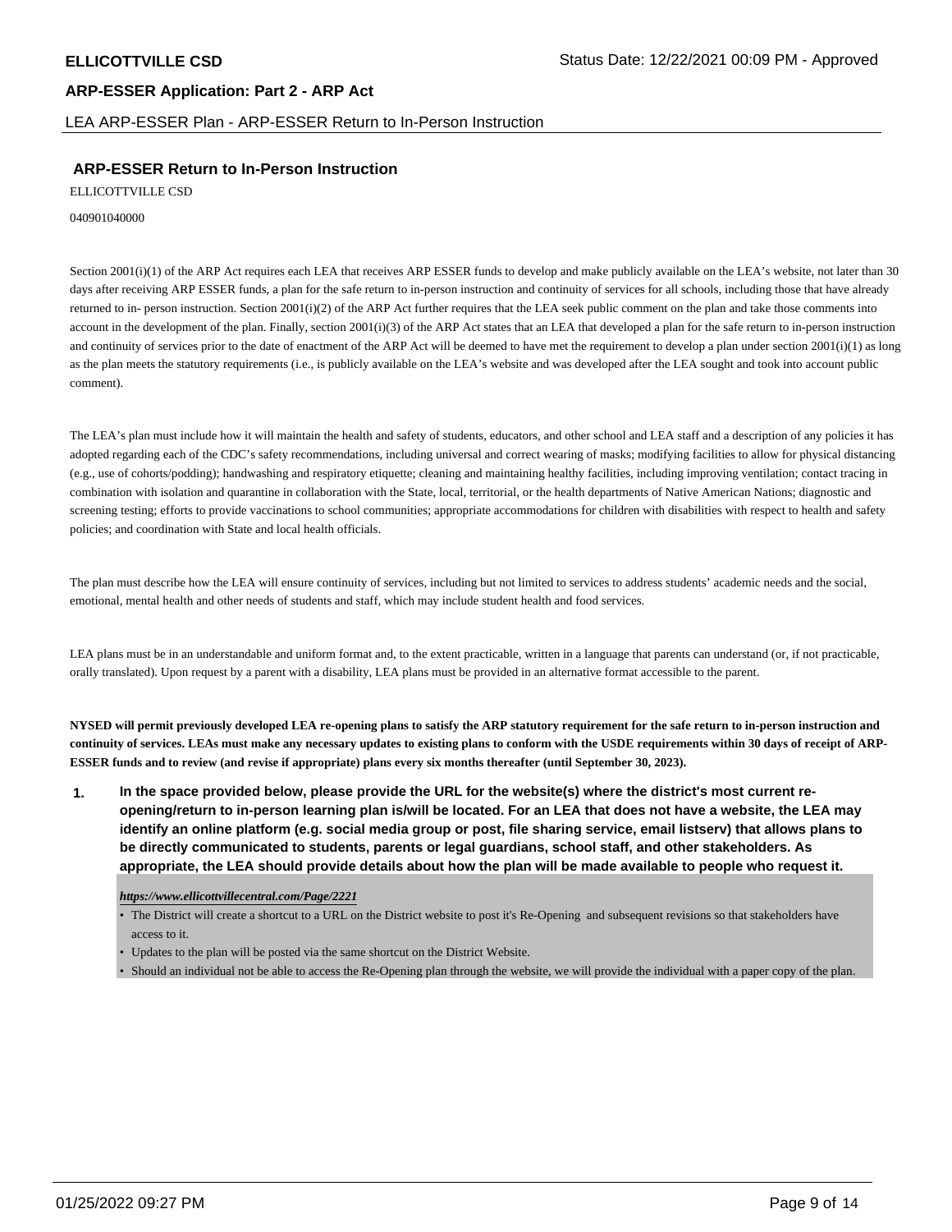## ARP-ESSER Return to In-Person Instruction

ELLICOTTVILLE CSD

040901040000

Section 2001(i)(1) of the ARP Act requires each LEA that receives ARP ESSER funds to develop and make publicly available on the LEA's website, not later than 30 days after receiving ARP ESSER funds, a plan for the safe return to in-person instruction and continuity of services for all schools, including those that have already returned to in- person instruction. Section 2001(i)(2) of the ARP Act further requires that the LEA seek public comment on the plan and take those comments into account in the development of the plan. Finally, section 2001(i)(3) of the ARP Act states that an LEA that developed a plan for the safe return to in-person instruction and continuity of services prior to the date of enactment of the ARP Act will be deemed to have met the requirement to develop a plan under section 2001(i)(1) as long as the plan meets the statutory requirements (i.e., is publicly available on the LEA's website and was developed after the LEA sought and took into account public comment).

The LEA's plan must include how it will maintain the health and safety of students, educators, and other school and LEA staff and a description of any policies it has adopted regarding each of the CDC's safety recommendations, including universal and correct wearing of masks; modifying facilities to allow for physical distancing (e.g., use of cohorts/podding); handwashing and respiratory etiquette; cleaning and maintaining healthy facilities, including improving ventilation; contact tracing in combination with isolation and quarantine in collaboration with the State, local, territorial, or the health departments of Native American Nations; diagnostic and screening testing; efforts to provide vaccinations to school communities; appropriate accommodations for children with disabilities with respect to health and safety policies; and coordination with State and local health officials.

The plan must describe how the LEA will ensure continuity of services, including but not limited to services to address students' academic needs and the social, emotional, mental health and other needs of students and staff, which may include student health and food services.

LEA plans must be in an understandable and uniform format and, to the extent practicable, written in a language that parents can understand (or, if not practicable, orally translated). Upon request by a parent with a disability, LEA plans must be provided in an alternative format accessible to the parent.

**NYSED will permit previously developed LEA re-opening plans to satisfy the ARP statutory requirement for the safe return to in-person instruction and continuity of services. LEAs must make any necessary updates to existing plans to conform with the USDE requirements within 30 days of receipt of ARP-ESSER funds and to review (and revise if appropriate) plans every six months thereafter (until September 30, 2023).**

**1. In the space provided below, please provide the URL for the website(s) where the district's most current re-opening/return to in-person learning plan is/will be located. For an LEA that does not have a website, the LEA may identify an online platform (e.g. social media group or post, file sharing service, email listserv) that allows plans to be directly communicated to students, parents or legal guardians, school staff, and other stakeholders. As appropriate, the LEA should provide details about how the plan will be made available to people who request it.**

***https://www.ellicottvillecentral.com/Page/2221***

- The District will create a shortcut to a URL on the District website to post it's Re-Opening and subsequent revisions so that stakeholders have access to it.
- Updates to the plan will be posted via the same shortcut on the District Website.
- Should an individual not be able to access the Re-Opening plan through the website, we will provide the individual with a paper copy of the plan.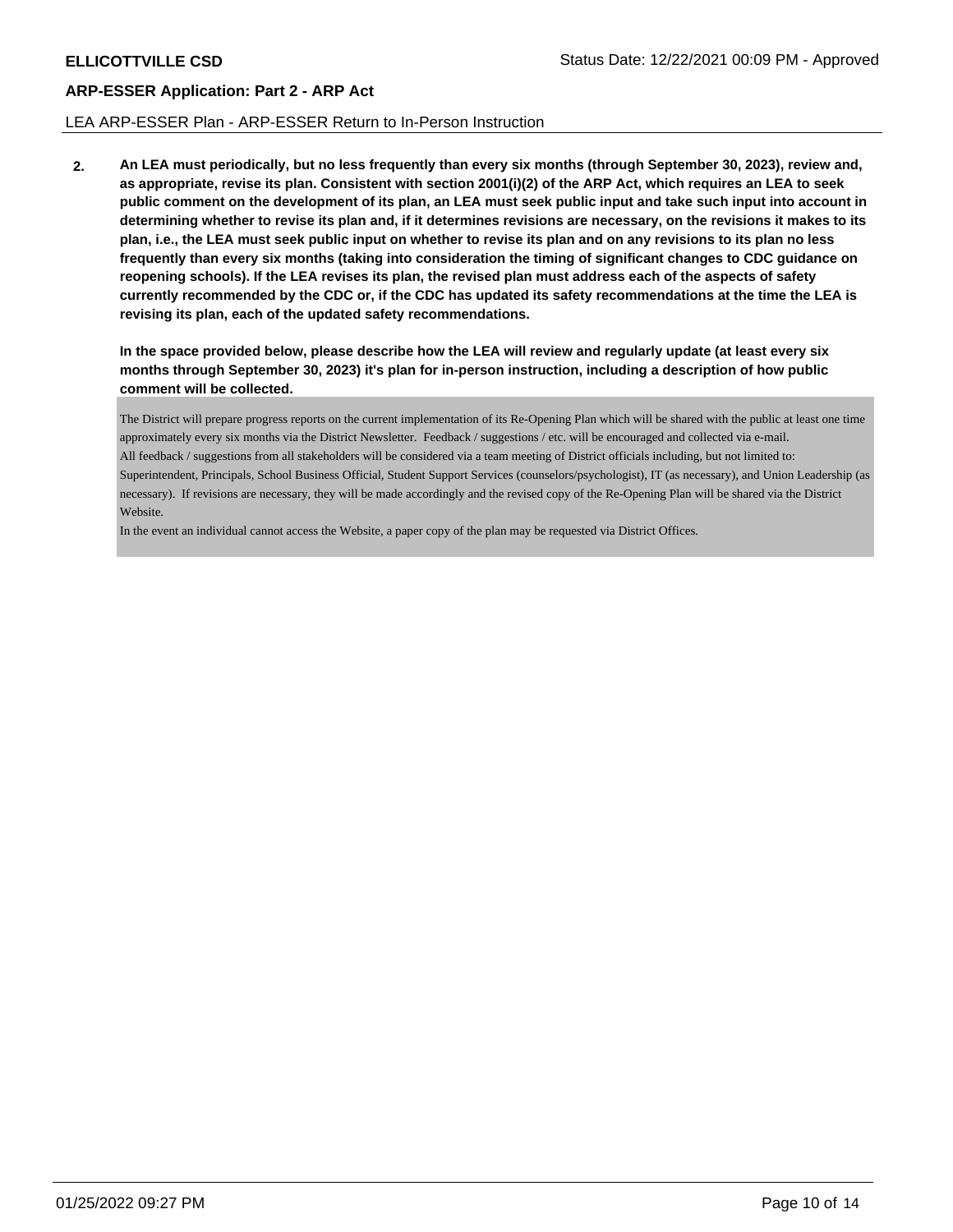LEA ARP-ESSER Plan - ARP-ESSER Return to In-Person Instruction

**2. An LEA must periodically, but no less frequently than every six months (through September 30, 2023), review and, as appropriate, revise its plan. Consistent with section 2001(i)(2) of the ARP Act, which requires an LEA to seek public comment on the development of its plan, an LEA must seek public input and take such input into account in determining whether to revise its plan and, if it determines revisions are necessary, on the revisions it makes to its plan, i.e., the LEA must seek public input on whether to revise its plan and on any revisions to its plan no less frequently than every six months (taking into consideration the timing of significant changes to CDC guidance on reopening schools). If the LEA revises its plan, the revised plan must address each of the aspects of safety currently recommended by the CDC or, if the CDC has updated its safety recommendations at the time the LEA is revising its plan, each of the updated safety recommendations.**

**In the space provided below, please describe how the LEA will review and regularly update (at least every six months through September 30, 2023) it's plan for in-person instruction, including a description of how public comment will be collected.**

The District will prepare progress reports on the current implementation of its Re-Opening Plan which will be shared with the public at least one time approximately every six months via the District Newsletter. Feedback / suggestions / etc. will be encouraged and collected via e-mail.
All feedback / suggestions from all stakeholders will be considered via a team meeting of District officials including, but not limited to: Superintendent, Principals, School Business Official, Student Support Services (counselors/psychologist), IT (as necessary), and Union Leadership (as necessary). If revisions are necessary, they will be made accordingly and the revised copy of the Re-Opening Plan will be shared via the District Website.
In the event an individual cannot access the Website, a paper copy of the plan may be requested via District Offices.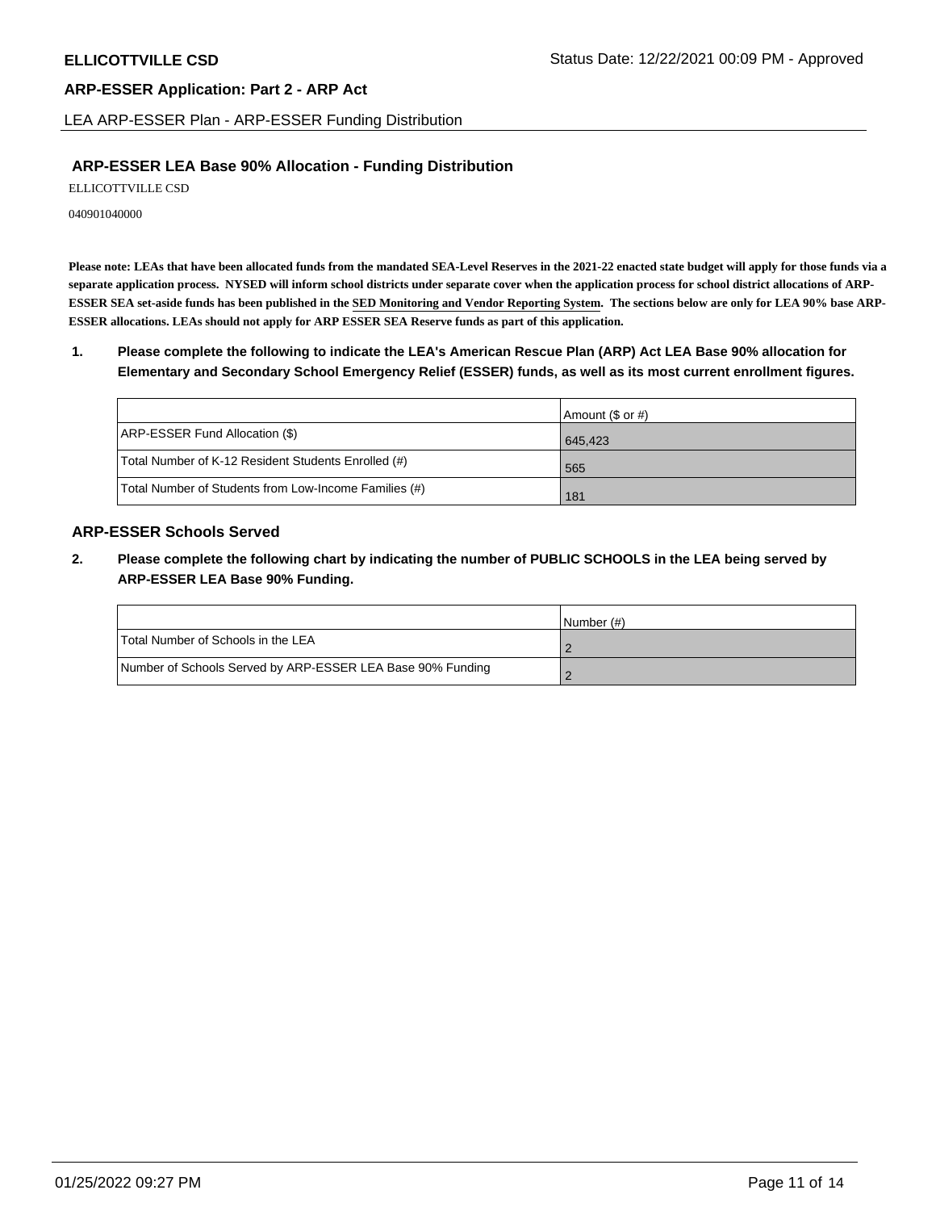### ARP-ESSER LEA Base 90% Allocation - Funding Distribution

ELLICOTTVILLE CSD

040901040000

**Please note: LEAs that have been allocated funds from the mandated SEA-Level Reserves in the 2021-22 enacted state budget will apply for those funds via a separate application process. NYSED will inform school districts under separate cover when the application process for school district allocations of ARP-ESSER SEA set-aside funds has been published in the SED Monitoring and Vendor Reporting System. The sections below are only for LEA 90% base ARP-ESSER allocations. LEAs should not apply for ARP ESSER SEA Reserve funds as part of this application.**

**1. Please complete the following to indicate the LEA's American Rescue Plan (ARP) Act LEA Base 90% allocation for Elementary and Secondary School Emergency Relief (ESSER) funds, as well as its most current enrollment figures.**

| | Amount ($ or #) |
|---|---|
| ARP-ESSER Fund Allocation ($) | 645,423 |
| Total Number of K-12 Resident Students Enrolled (#) | 565 |
| Total Number of Students from Low-Income Families (#) | 181 |

### ARP-ESSER Schools Served

**2. Please complete the following chart by indicating the number of PUBLIC SCHOOLS in the LEA being served by ARP-ESSER LEA Base 90% Funding.**

| | Number (#) |
|---|---|
| Total Number of Schools in the LEA | 2 |
| Number of Schools Served by ARP-ESSER LEA Base 90% Funding | 2 |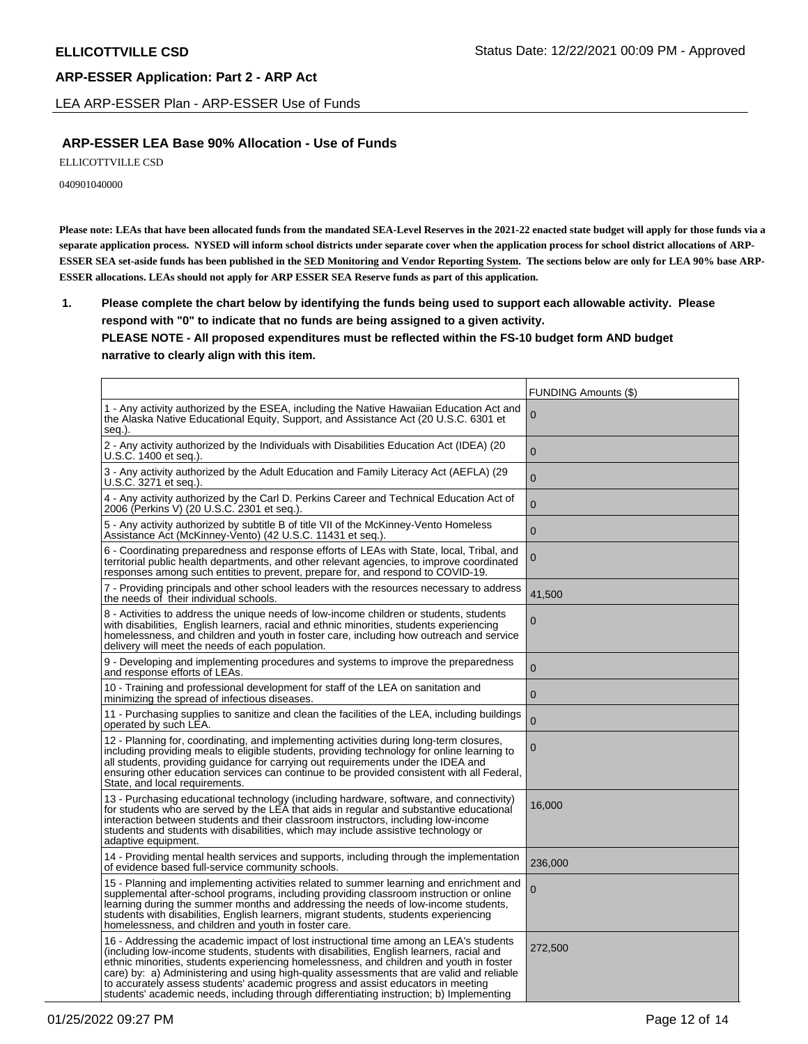**ELLICOTTVILLE CSD** Status Date: 12/22/2021 00:09 PM - Approved

**ARP-ESSER Application: Part 2 - ARP Act**

LEA ARP-ESSER Plan - ARP-ESSER Use of Funds

## ARP-ESSER LEA Base 90% Allocation - Use of Funds

ELLICOTTVILLE CSD

040901040000

**Please note: LEAs that have been allocated funds from the mandated SEA-Level Reserves in the 2021-22 enacted state budget will apply for those funds via a separate application process. NYSED will inform school districts under separate cover when the application process for school district allocations of ARP-ESSER SEA set-aside funds has been published in the SED Monitoring and Vendor Reporting System. The sections below are only for LEA 90% base ARP-ESSER allocations. LEAs should not apply for ARP ESSER SEA Reserve funds as part of this application.**

1. **Please complete the chart below by identifying the funds being used to support each allowable activity. Please respond with "0" to indicate that no funds are being assigned to a given activity.**
   **PLEASE NOTE - All proposed expenditures must be reflected within the FS-10 budget form AND budget narrative to clearly align with this item.**

| | FUNDING Amounts ($) |
|---|---|
| 1 - Any activity authorized by the ESEA, including the Native Hawaiian Education Act and the Alaska Native Educational Equity, Support, and Assistance Act (20 U.S.C. 6301 et seq.). | 0 |
| 2 - Any activity authorized by the Individuals with Disabilities Education Act (IDEA) (20 U.S.C. 1400 et seq.). | 0 |
| 3 - Any activity authorized by the Adult Education and Family Literacy Act (AEFLA) (29 U.S.C. 3271 et seq.). | 0 |
| 4 - Any activity authorized by the Carl D. Perkins Career and Technical Education Act of 2006 (Perkins V) (20 U.S.C. 2301 et seq.). | 0 |
| 5 - Any activity authorized by subtitle B of title VII of the McKinney-Vento Homeless Assistance Act (McKinney-Vento) (42 U.S.C. 11431 et seq.). | 0 |
| 6 - Coordinating preparedness and response efforts of LEAs with State, local, Tribal, and territorial public health departments, and other relevant agencies, to improve coordinated responses among such entities to prevent, prepare for, and respond to COVID-19. | 0 |
| 7 - Providing principals and other school leaders with the resources necessary to address the needs of their individual schools. | 41,500 |
| 8 - Activities to address the unique needs of low-income children or students, students with disabilities, English learners, racial and ethnic minorities, students experiencing homelessness, and children and youth in foster care, including how outreach and service delivery will meet the needs of each population. | 0 |
| 9 - Developing and implementing procedures and systems to improve the preparedness and response efforts of LEAs. | 0 |
| 10 - Training and professional development for staff of the LEA on sanitation and minimizing the spread of infectious diseases. | 0 |
| 11 - Purchasing supplies to sanitize and clean the facilities of the LEA, including buildings operated by such LEA. | 0 |
| 12 - Planning for, coordinating, and implementing activities during long-term closures, including providing meals to eligible students, providing technology for online learning to all students, providing guidance for carrying out requirements under the IDEA and ensuring other education services can continue to be provided consistent with all Federal, State, and local requirements. | 0 |
| 13 - Purchasing educational technology (including hardware, software, and connectivity) for students who are served by the LEA that aids in regular and substantive educational interaction between students and their classroom instructors, including low-income students and students with disabilities, which may include assistive technology or adaptive equipment. | 16,000 |
| 14 - Providing mental health services and supports, including through the implementation of evidence based full-service community schools. | 236,000 |
| 15 - Planning and implementing activities related to summer learning and enrichment and supplemental after-school programs, including providing classroom instruction or online learning during the summer months and addressing the needs of low-income students, students with disabilities, English learners, migrant students, students experiencing homelessness, and children and youth in foster care. | 0 |
| 16 - Addressing the academic impact of lost instructional time among an LEA's students (including low-income students, students with disabilities, English learners, racial and ethnic minorities, students experiencing homelessness, and children and youth in foster care) by: a) Administering and using high-quality assessments that are valid and reliable to accurately assess students' academic progress and assist educators in meeting students' academic needs, including through differentiating instruction; b) Implementing | 272,500 |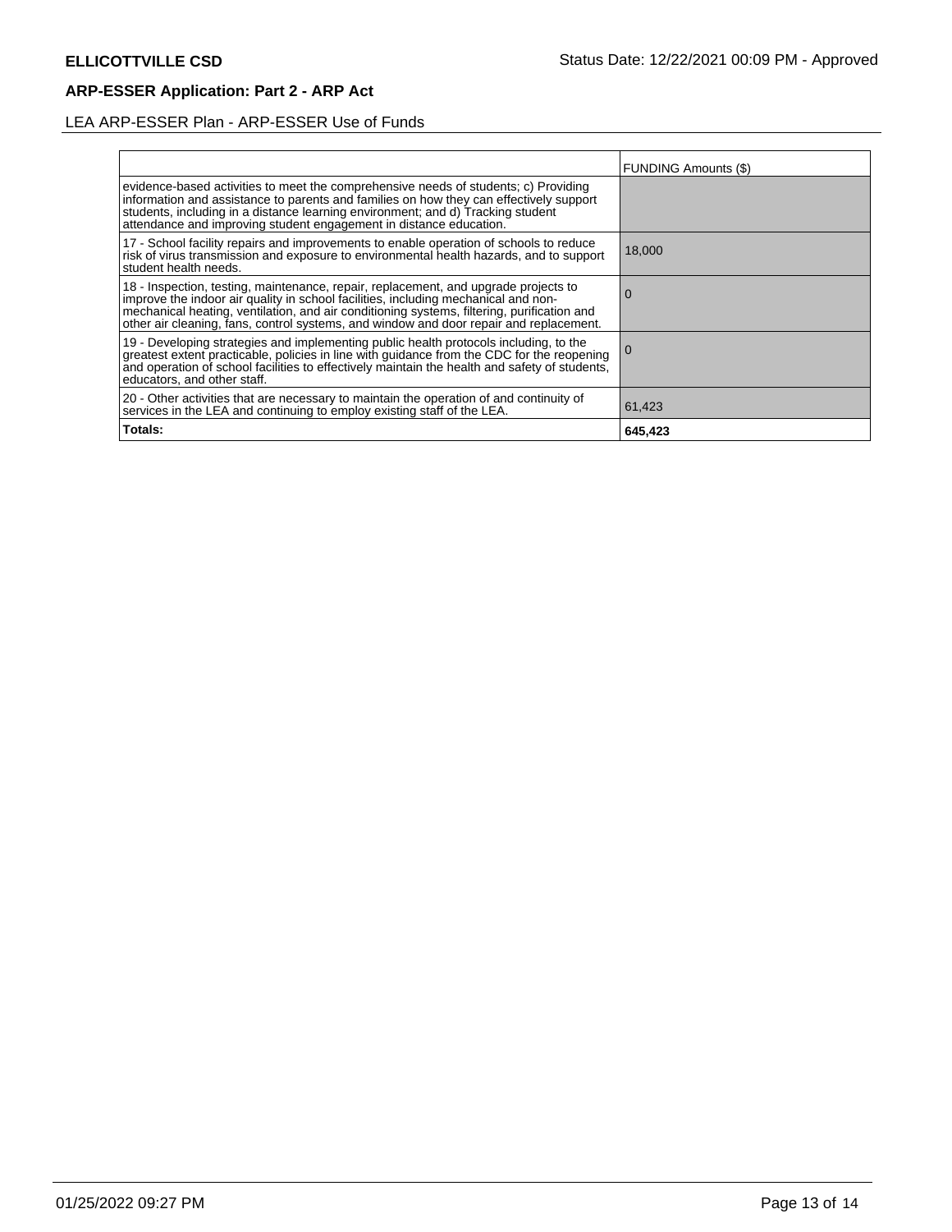**ELLICOTTVILLE CSD**

Status Date: 12/22/2021 00:09 PM - Approved

## ARP-ESSER Application: Part 2 - ARP Act

LEA ARP-ESSER Plan - ARP-ESSER Use of Funds

| | FUNDING Amounts ($) |
|---|---|
| evidence-based activities to meet the comprehensive needs of students; c) Providing information and assistance to parents and families on how they can effectively support students, including in a distance learning environment; and d) Tracking student attendance and improving student engagement in distance education. | |
| 17 - School facility repairs and improvements to enable operation of schools to reduce risk of virus transmission and exposure to environmental health hazards, and to support student health needs. | 18,000 |
| 18 - Inspection, testing, maintenance, repair, replacement, and upgrade projects to improve the indoor air quality in school facilities, including mechanical and non-mechanical heating, ventilation, and air conditioning systems, filtering, purification and other air cleaning, fans, control systems, and window and door repair and replacement. | 0 |
| 19 - Developing strategies and implementing public health protocols including, to the greatest extent practicable, policies in line with guidance from the CDC for the reopening and operation of school facilities to effectively maintain the health and safety of students, educators, and other staff. | 0 |
| 20 - Other activities that are necessary to maintain the operation of and continuity of services in the LEA and continuing to employ existing staff of the LEA. | 61,423 |
| **Totals:** | **645,423** |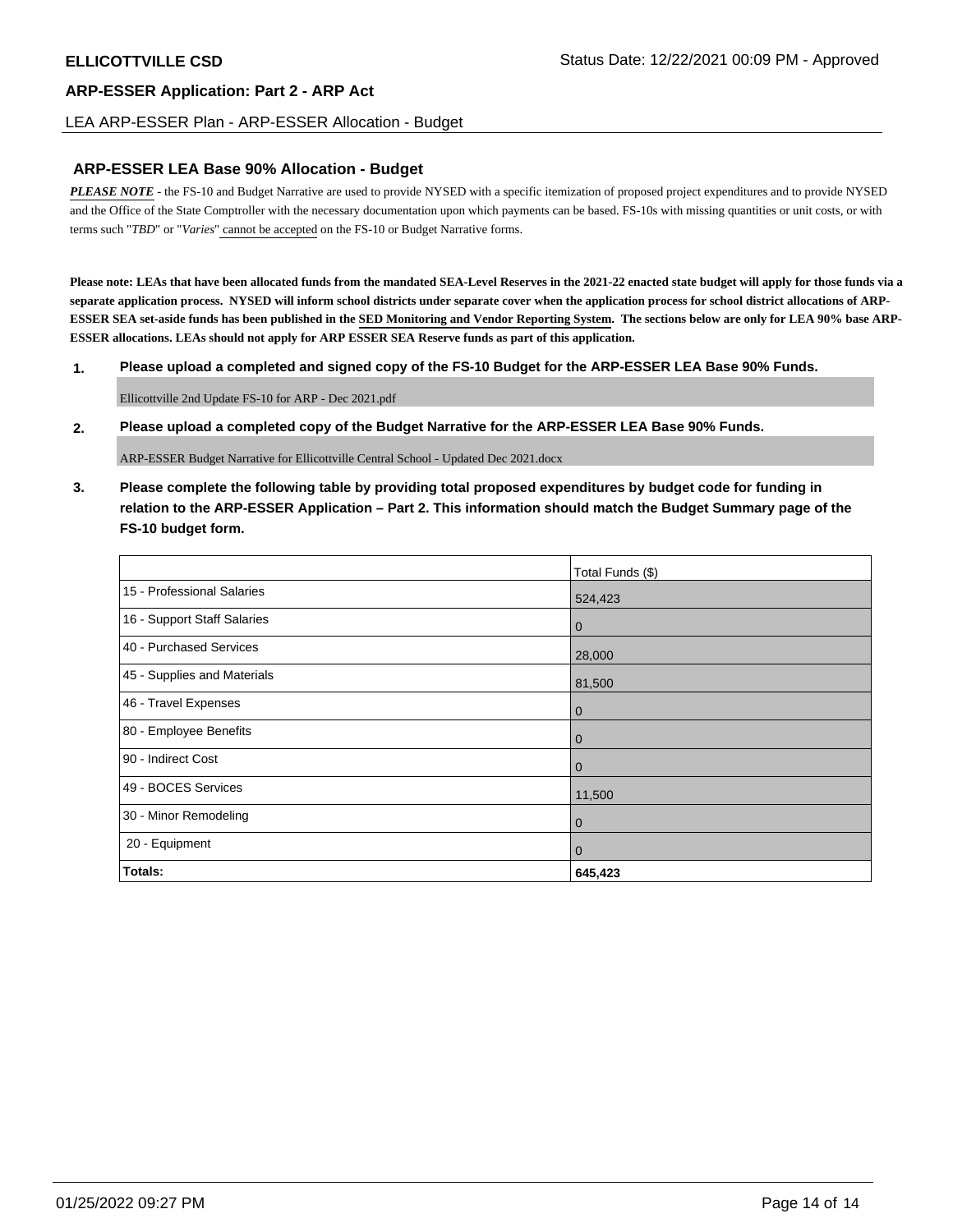ELLICOTTVILLE CSD

Status Date: 12/22/2021 00:09 PM - Approved

## ARP-ESSER Application: Part 2 - ARP Act

LEA ARP-ESSER Plan - ARP-ESSER Allocation - Budget

### ARP-ESSER LEA Base 90% Allocation - Budget

***PLEASE NOTE*** - the FS-10 and Budget Narrative are used to provide NYSED with a specific itemization of proposed project expenditures and to provide NYSED and the Office of the State Comptroller with the necessary documentation upon which payments can be based. FS-10s with missing quantities or unit costs, or with terms such "*TBD*" or "*Varies*" cannot be accepted on the FS-10 or Budget Narrative forms.

**Please note: LEAs that have been allocated funds from the mandated SEA-Level Reserves in the 2021-22 enacted state budget will apply for those funds via a separate application process. NYSED will inform school districts under separate cover when the application process for school district allocations of ARP-ESSER SEA set-aside funds has been published in the SED Monitoring and Vendor Reporting System. The sections below are only for LEA 90% base ARP-ESSER allocations. LEAs should not apply for ARP ESSER SEA Reserve funds as part of this application.**

1. **Please upload a completed and signed copy of the FS-10 Budget for the ARP-ESSER LEA Base 90% Funds.**

   Ellicottville 2nd Update FS-10 for ARP - Dec 2021.pdf

2. **Please upload a completed copy of the Budget Narrative for the ARP-ESSER LEA Base 90% Funds.**

   ARP-ESSER Budget Narrative for Ellicottville Central School - Updated Dec 2021.docx

3. **Please complete the following table by providing total proposed expenditures by budget code for funding in relation to the ARP-ESSER Application – Part 2. This information should match the Budget Summary page of the FS-10 budget form.**

| | Total Funds ($) |
|---|---|
| 15 - Professional Salaries | 524,423 |
| 16 - Support Staff Salaries | 0 |
| 40 - Purchased Services | 28,000 |
| 45 - Supplies and Materials | 81,500 |
| 46 - Travel Expenses | 0 |
| 80 - Employee Benefits | 0 |
| 90 - Indirect Cost | 0 |
| 49 - BOCES Services | 11,500 |
| 30 - Minor Remodeling | 0 |
| 20 - Equipment | 0 |
| **Totals:** | **645,423** |